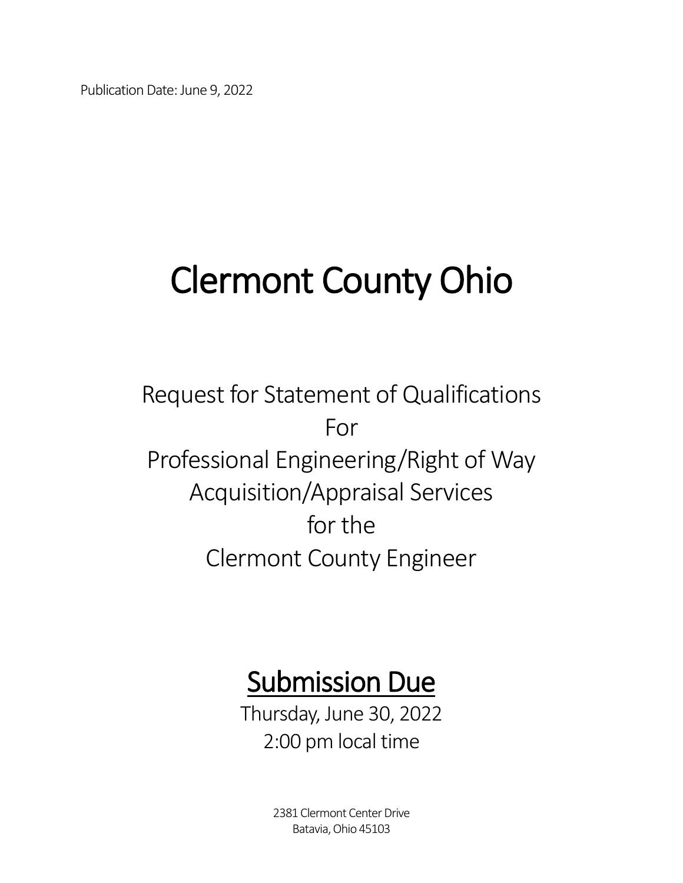Publication Date: June 9, 2022

# Clermont County Ohio

## Request for Statement of Qualifications For Professional Engineering/Right of Way Acquisition/Appraisal Services for the Clermont County Engineer

## <u>Submission Due</u>

Thursday, June 30, 2022
2:00 pm local time

2381 Clermont Center Drive
Batavia, Ohio 45103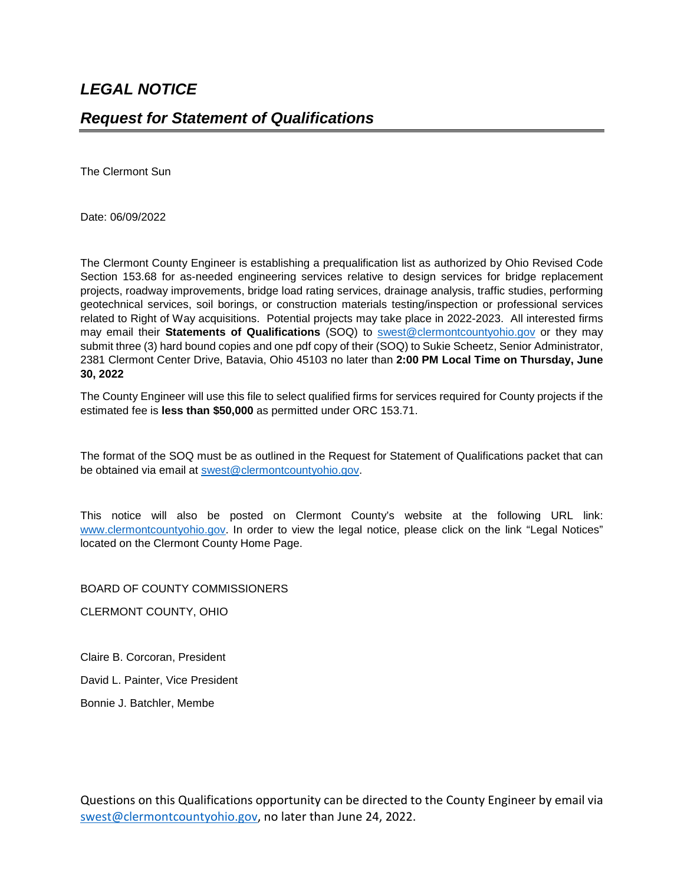# *LEGAL NOTICE*

## *Request for Statement of Qualifications*

---

The Clermont Sun

Date: 06/09/2022

The Clermont County Engineer is establishing a prequalification list as authorized by Ohio Revised Code Section 153.68 for as-needed engineering services relative to design services for bridge replacement projects, roadway improvements, bridge load rating services, drainage analysis, traffic studies, performing geotechnical services, soil borings, or construction materials testing/inspection or professional services related to Right of Way acquisitions. Potential projects may take place in 2022-2023. All interested firms may email their **Statements of Qualifications** (SOQ) to swest@clermontcountyohio.gov or they may submit three (3) hard bound copies and one pdf copy of their (SOQ) to Sukie Scheetz, Senior Administrator, 2381 Clermont Center Drive, Batavia, Ohio 45103 no later than **2:00 PM Local Time on Thursday, June 30, 2022**

The County Engineer will use this file to select qualified firms for services required for County projects if the estimated fee is **less than $50,000** as permitted under ORC 153.71.

The format of the SOQ must be as outlined in the Request for Statement of Qualifications packet that can be obtained via email at swest@clermontcountyohio.gov.

This notice will also be posted on Clermont County's website at the following URL link: www.clermontcountyohio.gov. In order to view the legal notice, please click on the link "Legal Notices" located on the Clermont County Home Page.

BOARD OF COUNTY COMMISSIONERS

CLERMONT COUNTY, OHIO

Claire B. Corcoran, President

David L. Painter, Vice President

Bonnie J. Batchler, Membe

Questions on this Qualifications opportunity can be directed to the County Engineer by email via swest@clermontcountyohio.gov, no later than June 24, 2022.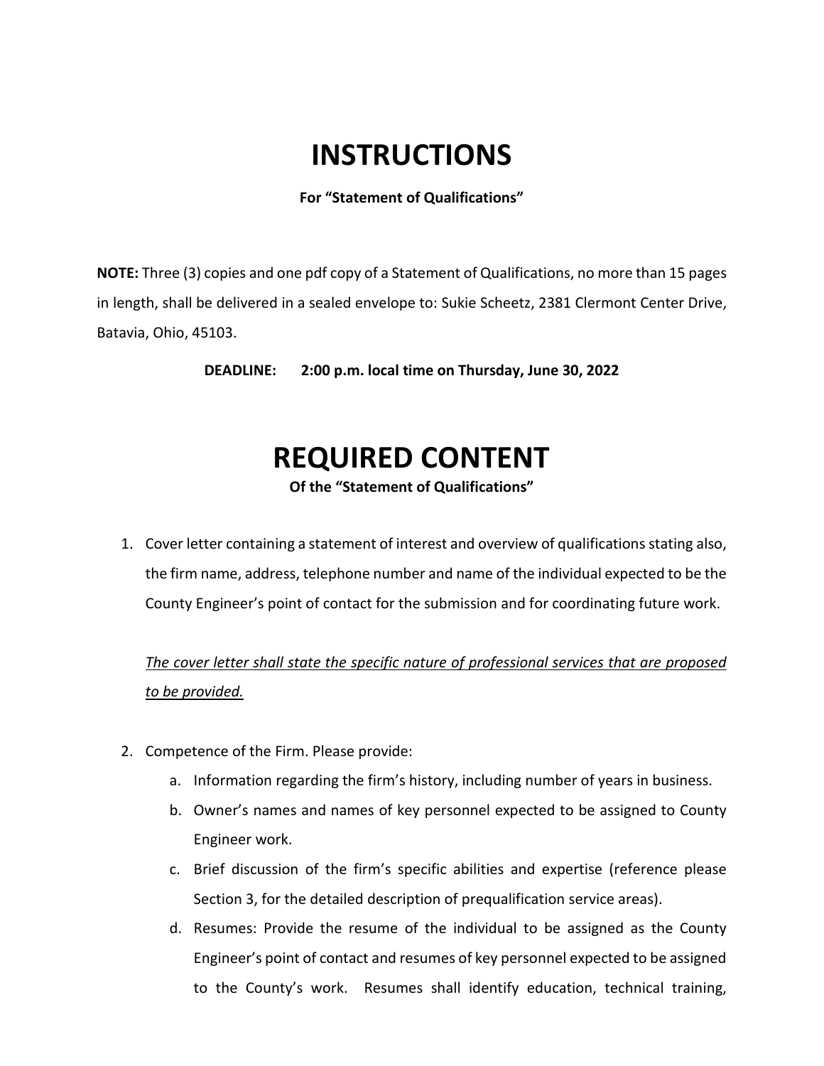# INSTRUCTIONS

**For "Statement of Qualifications"**

**NOTE:** Three (3) copies and one pdf copy of a Statement of Qualifications, no more than 15 pages in length, shall be delivered in a sealed envelope to: Sukie Scheetz, 2381 Clermont Center Drive, Batavia, Ohio, 45103.

**DEADLINE: 2:00 p.m. local time on Thursday, June 30, 2022**

# REQUIRED CONTENT

**Of the "Statement of Qualifications"**

1. Cover letter containing a statement of interest and overview of qualifications stating also, the firm name, address, telephone number and name of the individual expected to be the County Engineer's point of contact for the submission and for coordinating future work.

   <u>*The cover letter shall state the specific nature of professional services that are proposed to be provided.*</u>

2. Competence of the Firm. Please provide:
   a. Information regarding the firm's history, including number of years in business.
   b. Owner's names and names of key personnel expected to be assigned to County Engineer work.
   c. Brief discussion of the firm's specific abilities and expertise (reference please Section 3, for the detailed description of prequalification service areas).
   d. Resumes: Provide the resume of the individual to be assigned as the County Engineer's point of contact and resumes of key personnel expected to be assigned to the County's work. Resumes shall identify education, technical training,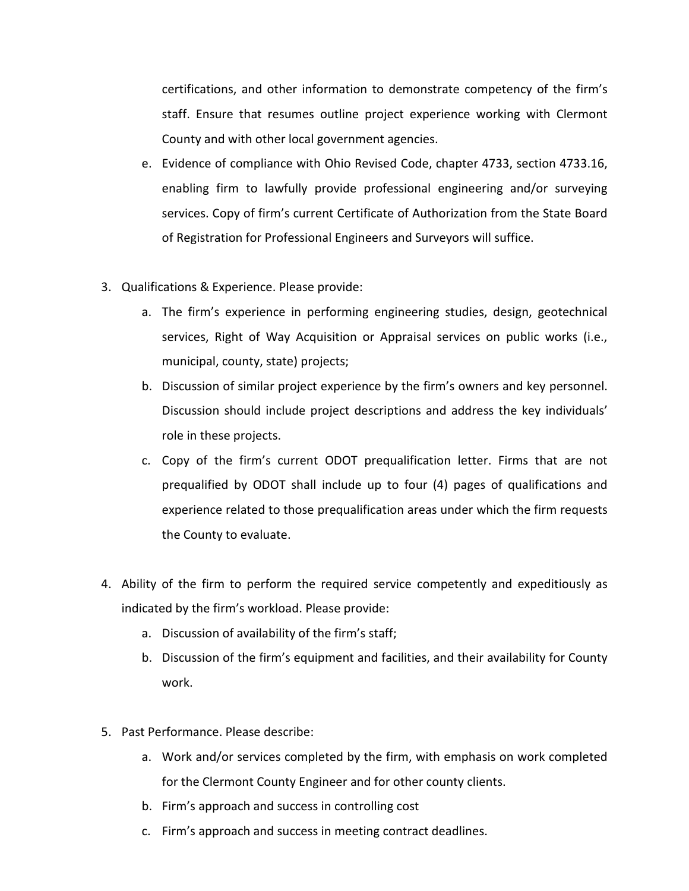certifications, and other information to demonstrate competency of the firm's staff. Ensure that resumes outline project experience working with Clermont County and with other local government agencies.

e. Evidence of compliance with Ohio Revised Code, chapter 4733, section 4733.16, enabling firm to lawfully provide professional engineering and/or surveying services. Copy of firm's current Certificate of Authorization from the State Board of Registration for Professional Engineers and Surveyors will suffice.

3. Qualifications & Experience. Please provide:
    a. The firm's experience in performing engineering studies, design, geotechnical services, Right of Way Acquisition or Appraisal services on public works (i.e., municipal, county, state) projects;
    b. Discussion of similar project experience by the firm's owners and key personnel. Discussion should include project descriptions and address the key individuals' role in these projects.
    c. Copy of the firm's current ODOT prequalification letter. Firms that are not prequalified by ODOT shall include up to four (4) pages of qualifications and experience related to those prequalification areas under which the firm requests the County to evaluate.

4. Ability of the firm to perform the required service competently and expeditiously as indicated by the firm's workload. Please provide:
    a. Discussion of availability of the firm's staff;
    b. Discussion of the firm's equipment and facilities, and their availability for County work.

5. Past Performance. Please describe:
    a. Work and/or services completed by the firm, with emphasis on work completed for the Clermont County Engineer and for other county clients.
    b. Firm's approach and success in controlling cost
    c. Firm's approach and success in meeting contract deadlines.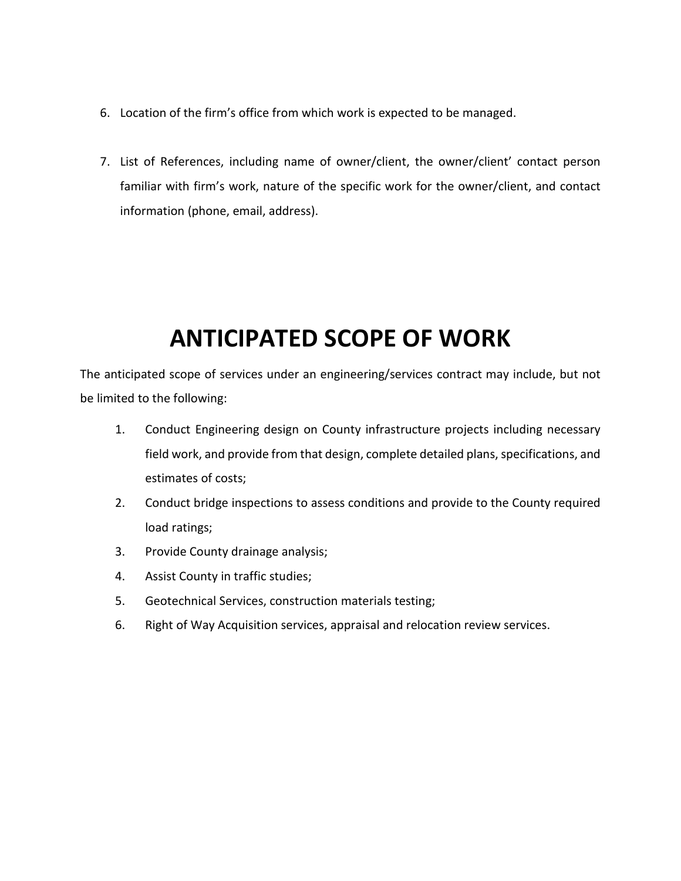6. Location of the firm's office from which work is expected to be managed.

7. List of References, including name of owner/client, the owner/client' contact person familiar with firm's work, nature of the specific work for the owner/client, and contact information (phone, email, address).

# ANTICIPATED SCOPE OF WORK

The anticipated scope of services under an engineering/services contract may include, but not be limited to the following:

1. Conduct Engineering design on County infrastructure projects including necessary field work, and provide from that design, complete detailed plans, specifications, and estimates of costs;
2. Conduct bridge inspections to assess conditions and provide to the County required load ratings;
3. Provide County drainage analysis;
4. Assist County in traffic studies;
5. Geotechnical Services, construction materials testing;
6. Right of Way Acquisition services, appraisal and relocation review services.